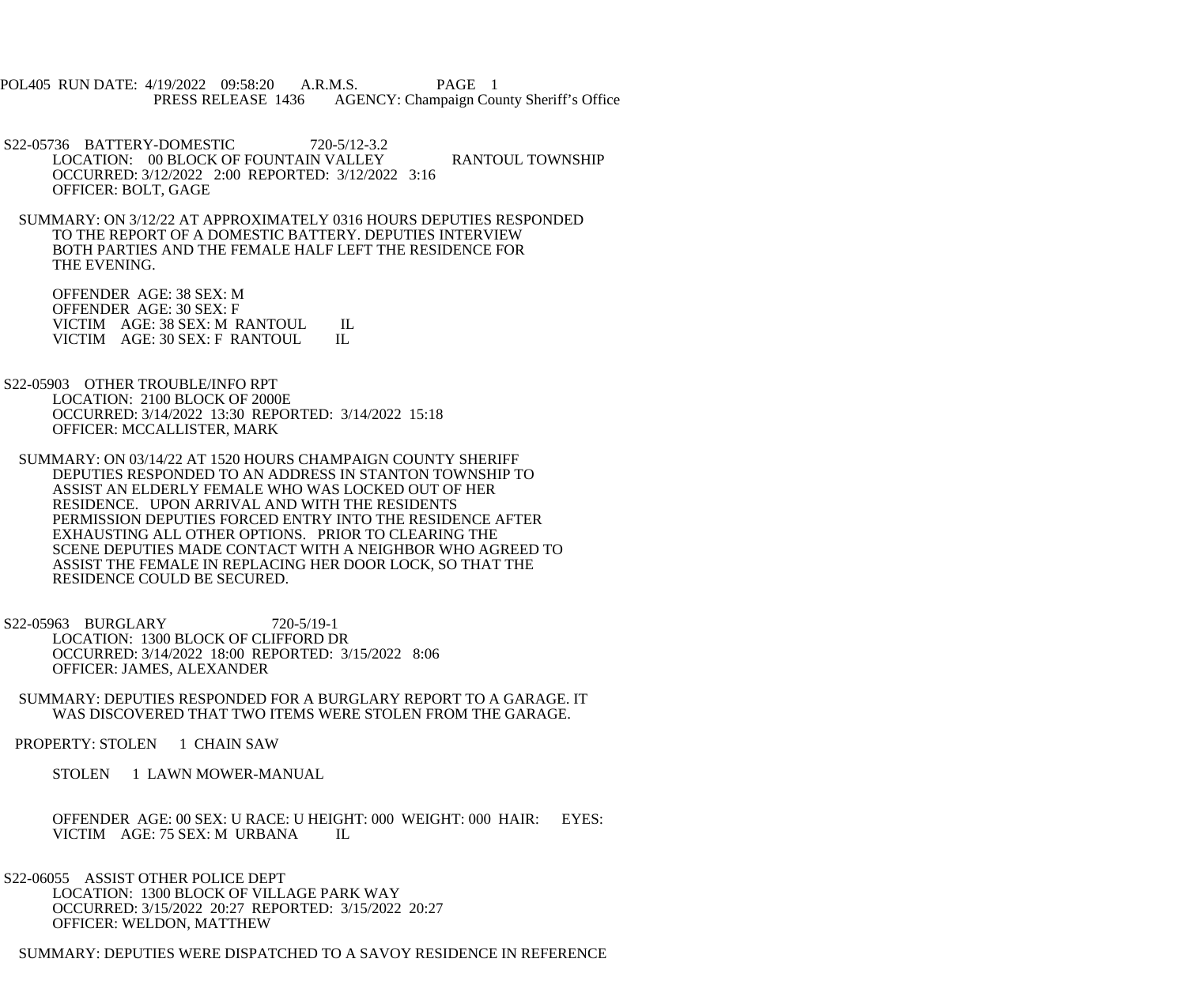POL405 RUN DATE: 4/19/2022 09:58:20 A.R.M.S. PAGE 1
PRESS RELEASE 1436 AGENCY: Champaign County Sheriff's Office

S22-05736 BATTERY-DOMESTIC 720-5/12-3.2
LOCATION: 00 BLOCK OF FOUNTAIN VALLEY RANTOUL TOWNSHIP
OCCURRED: 3/12/2022 2:00 REPORTED: 3/12/2022 3:16
OFFICER: BOLT, GAGE

SUMMARY: ON 3/12/22 AT APPROXIMATELY 0316 HOURS DEPUTIES RESPONDED TO THE REPORT OF A DOMESTIC BATTERY. DEPUTIES INTERVIEW BOTH PARTIES AND THE FEMALE HALF LEFT THE RESIDENCE FOR THE EVENING.

OFFENDER AGE: 38 SEX: M
OFFENDER AGE: 30 SEX: F
VICTIM AGE: 38 SEX: M RANTOUL IL
VICTIM AGE: 30 SEX: F RANTOUL IL

S22-05903 OTHER TROUBLE/INFO RPT
LOCATION: 2100 BLOCK OF 2000E
OCCURRED: 3/14/2022 13:30 REPORTED: 3/14/2022 15:18
OFFICER: MCCALLISTER, MARK

SUMMARY: ON 03/14/22 AT 1520 HOURS CHAMPAIGN COUNTY SHERIFF DEPUTIES RESPONDED TO AN ADDRESS IN STANTON TOWNSHIP TO ASSIST AN ELDERLY FEMALE WHO WAS LOCKED OUT OF HER RESIDENCE. UPON ARRIVAL AND WITH THE RESIDENTS PERMISSION DEPUTIES FORCED ENTRY INTO THE RESIDENCE AFTER EXHAUSTING ALL OTHER OPTIONS. PRIOR TO CLEARING THE SCENE DEPUTIES MADE CONTACT WITH A NEIGHBOR WHO AGREED TO ASSIST THE FEMALE IN REPLACING HER DOOR LOCK, SO THAT THE RESIDENCE COULD BE SECURED.

S22-05963 BURGLARY 720-5/19-1
LOCATION: 1300 BLOCK OF CLIFFORD DR
OCCURRED: 3/14/2022 18:00 REPORTED: 3/15/2022 8:06
OFFICER: JAMES, ALEXANDER

SUMMARY: DEPUTIES RESPONDED FOR A BURGLARY REPORT TO A GARAGE. IT WAS DISCOVERED THAT TWO ITEMS WERE STOLEN FROM THE GARAGE.

PROPERTY: STOLEN 1 CHAIN SAW

STOLEN 1 LAWN MOWER-MANUAL

OFFENDER AGE: 00 SEX: U RACE: U HEIGHT: 000 WEIGHT: 000 HAIR: EYES:
VICTIM AGE: 75 SEX: M URBANA IL

S22-06055 ASSIST OTHER POLICE DEPT
LOCATION: 1300 BLOCK OF VILLAGE PARK WAY
OCCURRED: 3/15/2022 20:27 REPORTED: 3/15/2022 20:27
OFFICER: WELDON, MATTHEW

SUMMARY: DEPUTIES WERE DISPATCHED TO A SAVOY RESIDENCE IN REFERENCE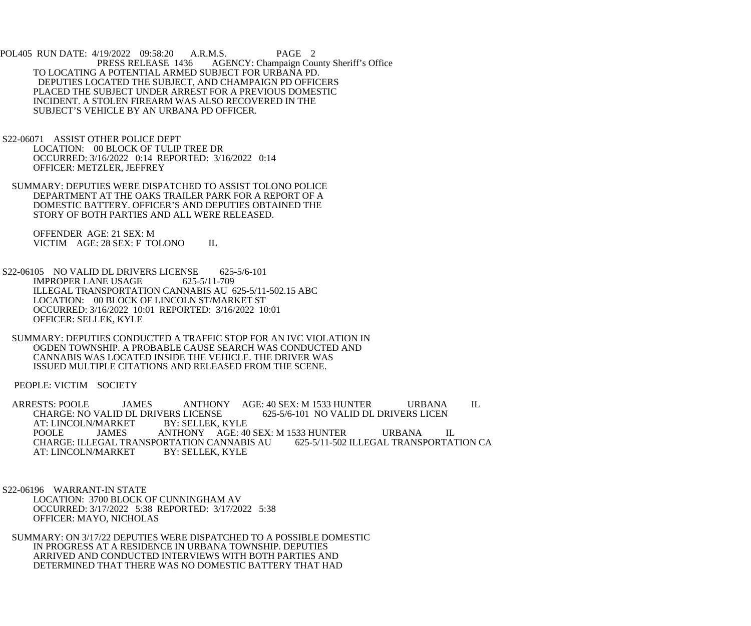TO LOCATING A POTENTIAL ARMED SUBJECT FOR URBANA PD. DEPUTIES LOCATED THE SUBJECT, AND CHAMPAIGN PD OFFICERS PLACED THE SUBJECT UNDER ARREST FOR A PREVIOUS DOMESTIC INCIDENT. A STOLEN FIREARM WAS ALSO RECOVERED IN THE SUBJECT'S VEHICLE BY AN URBANA PD OFFICER.

S22-06071 ASSIST OTHER POLICE DEPT
LOCATION: 00 BLOCK OF TULIP TREE DR
OCCURRED: 3/16/2022 0:14 REPORTED: 3/16/2022 0:14
OFFICER: METZLER, JEFFREY

SUMMARY: DEPUTIES WERE DISPATCHED TO ASSIST TOLONO POLICE DEPARTMENT AT THE OAKS TRAILER PARK FOR A REPORT OF A DOMESTIC BATTERY. OFFICER'S AND DEPUTIES OBTAINED THE STORY OF BOTH PARTIES AND ALL WERE RELEASED.

OFFENDER AGE: 21 SEX: M
VICTIM AGE: 28 SEX: F TOLONO IL

S22-06105 NO VALID DL DRIVERS LICENSE 625-5/6-101
IMPROPER LANE USAGE 625-5/11-709
ILLEGAL TRANSPORTATION CANNABIS AU 625-5/11-502.15 ABC
LOCATION: 00 BLOCK OF LINCOLN ST/MARKET ST
OCCURRED: 3/16/2022 10:01 REPORTED: 3/16/2022 10:01
OFFICER: SELLEK, KYLE

SUMMARY: DEPUTIES CONDUCTED A TRAFFIC STOP FOR AN IVC VIOLATION IN OGDEN TOWNSHIP. A PROBABLE CAUSE SEARCH WAS CONDUCTED AND CANNABIS WAS LOCATED INSIDE THE VEHICLE. THE DRIVER WAS ISSUED MULTIPLE CITATIONS AND RELEASED FROM THE SCENE.

PEOPLE: VICTIM SOCIETY

ARRESTS: POOLE JAMES ANTHONY AGE: 40 SEX: M 1533 HUNTER URBANA IL
CHARGE: NO VALID DL DRIVERS LICENSE 625-5/6-101 NO VALID DL DRIVERS LICEN
AT: LINCOLN/MARKET BY: SELLEK, KYLE
POOLE JAMES ANTHONY AGE: 40 SEX: M 1533 HUNTER URBANA IL
CHARGE: ILLEGAL TRANSPORTATION CANNABIS AU 625-5/11-502 ILLEGAL TRANSPORTATION CA
AT: LINCOLN/MARKET BY: SELLEK, KYLE

S22-06196 WARRANT-IN STATE
LOCATION: 3700 BLOCK OF CUNNINGHAM AV
OCCURRED: 3/17/2022 5:38 REPORTED: 3/17/2022 5:38
OFFICER: MAYO, NICHOLAS

SUMMARY: ON 3/17/22 DEPUTIES WERE DISPATCHED TO A POSSIBLE DOMESTIC IN PROGRESS AT A RESIDENCE IN URBANA TOWNSHIP. DEPUTIES ARRIVED AND CONDUCTED INTERVIEWS WITH BOTH PARTIES AND DETERMINED THAT THERE WAS NO DOMESTIC BATTERY THAT HAD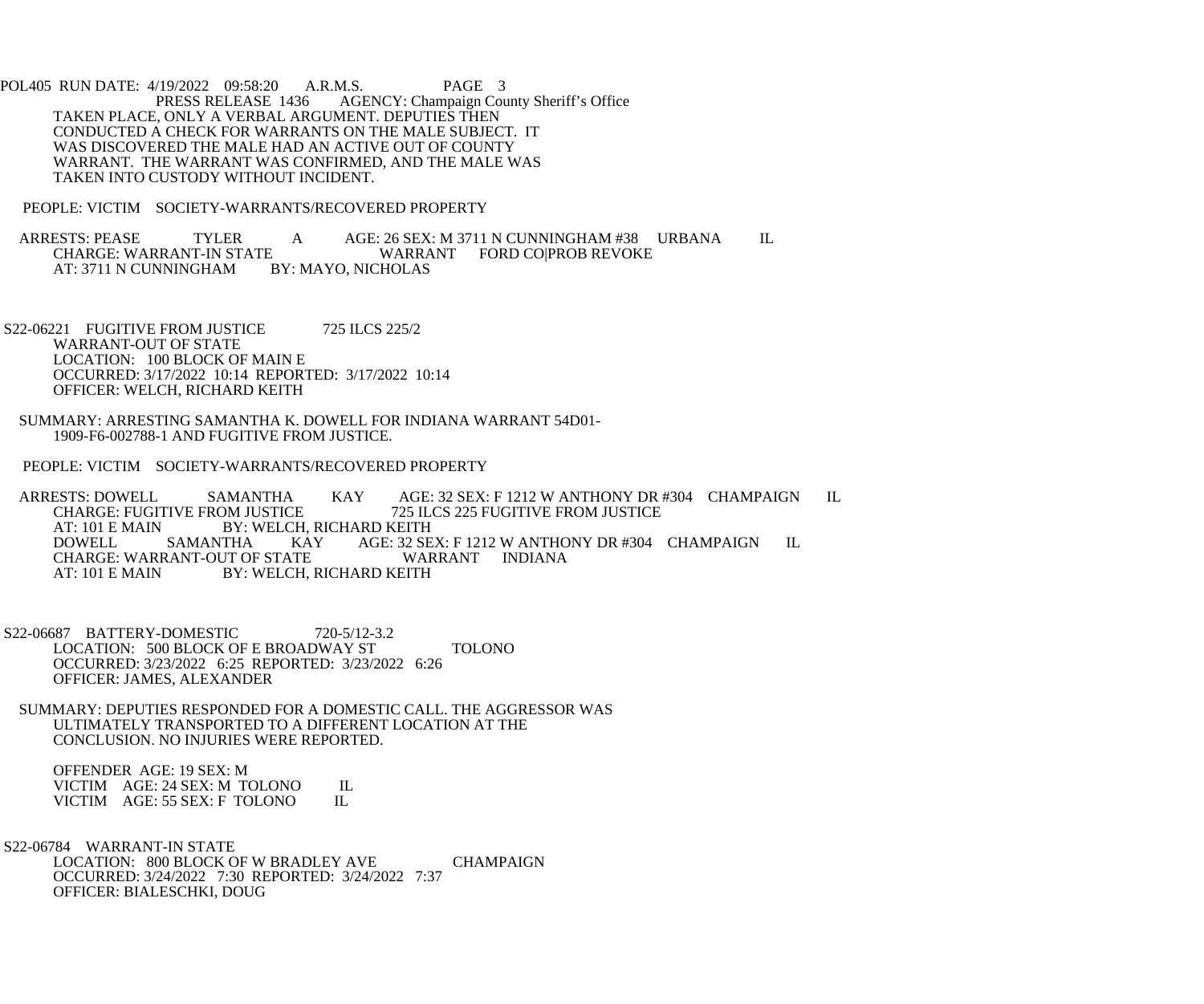TAKEN PLACE, ONLY A VERBAL ARGUMENT. DEPUTIES THEN CONDUCTED A CHECK FOR WARRANTS ON THE MALE SUBJECT. IT WAS DISCOVERED THE MALE HAD AN ACTIVE OUT OF COUNTY WARRANT. THE WARRANT WAS CONFIRMED, AND THE MALE WAS TAKEN INTO CUSTODY WITHOUT INCIDENT.

PEOPLE: VICTIM SOCIETY-WARRANTS/RECOVERED PROPERTY

ARRESTS: PEASE TYLER A AGE: 26 SEX: M 3711 N CUNNINGHAM #38 URBANA IL
CHARGE: WARRANT-IN STATE WARRANT FORD CO|PROB REVOKE
AT: 3711 N CUNNINGHAM BY: MAYO, NICHOLAS

S22-06221 FUGITIVE FROM JUSTICE 725 ILCS 225/2
WARRANT-OUT OF STATE
LOCATION: 100 BLOCK OF MAIN E
OCCURRED: 3/17/2022 10:14 REPORTED: 3/17/2022 10:14
OFFICER: WELCH, RICHARD KEITH

SUMMARY: ARRESTING SAMANTHA K. DOWELL FOR INDIANA WARRANT 54D01-1909-F6-002788-1 AND FUGITIVE FROM JUSTICE.

PEOPLE: VICTIM SOCIETY-WARRANTS/RECOVERED PROPERTY

ARRESTS: DOWELL SAMANTHA KAY AGE: 32 SEX: F 1212 W ANTHONY DR #304 CHAMPAIGN IL
CHARGE: FUGITIVE FROM JUSTICE 725 ILCS 225 FUGITIVE FROM JUSTICE
AT: 101 E MAIN BY: WELCH, RICHARD KEITH
DOWELL SAMANTHA KAY AGE: 32 SEX: F 1212 W ANTHONY DR #304 CHAMPAIGN IL
CHARGE: WARRANT-OUT OF STATE WARRANT INDIANA
AT: 101 E MAIN BY: WELCH, RICHARD KEITH

S22-06687 BATTERY-DOMESTIC 720-5/12-3.2
LOCATION: 500 BLOCK OF E BROADWAY ST TOLONO
OCCURRED: 3/23/2022 6:25 REPORTED: 3/23/2022 6:26
OFFICER: JAMES, ALEXANDER

SUMMARY: DEPUTIES RESPONDED FOR A DOMESTIC CALL. THE AGGRESSOR WAS ULTIMATELY TRANSPORTED TO A DIFFERENT LOCATION AT THE CONCLUSION. NO INJURIES WERE REPORTED.

OFFENDER AGE: 19 SEX: M
VICTIM AGE: 24 SEX: M TOLONO IL
VICTIM AGE: 55 SEX: F TOLONO IL

S22-06784 WARRANT-IN STATE
LOCATION: 800 BLOCK OF W BRADLEY AVE CHAMPAIGN
OCCURRED: 3/24/2022 7:30 REPORTED: 3/24/2022 7:37
OFFICER: BIALESCHKI, DOUG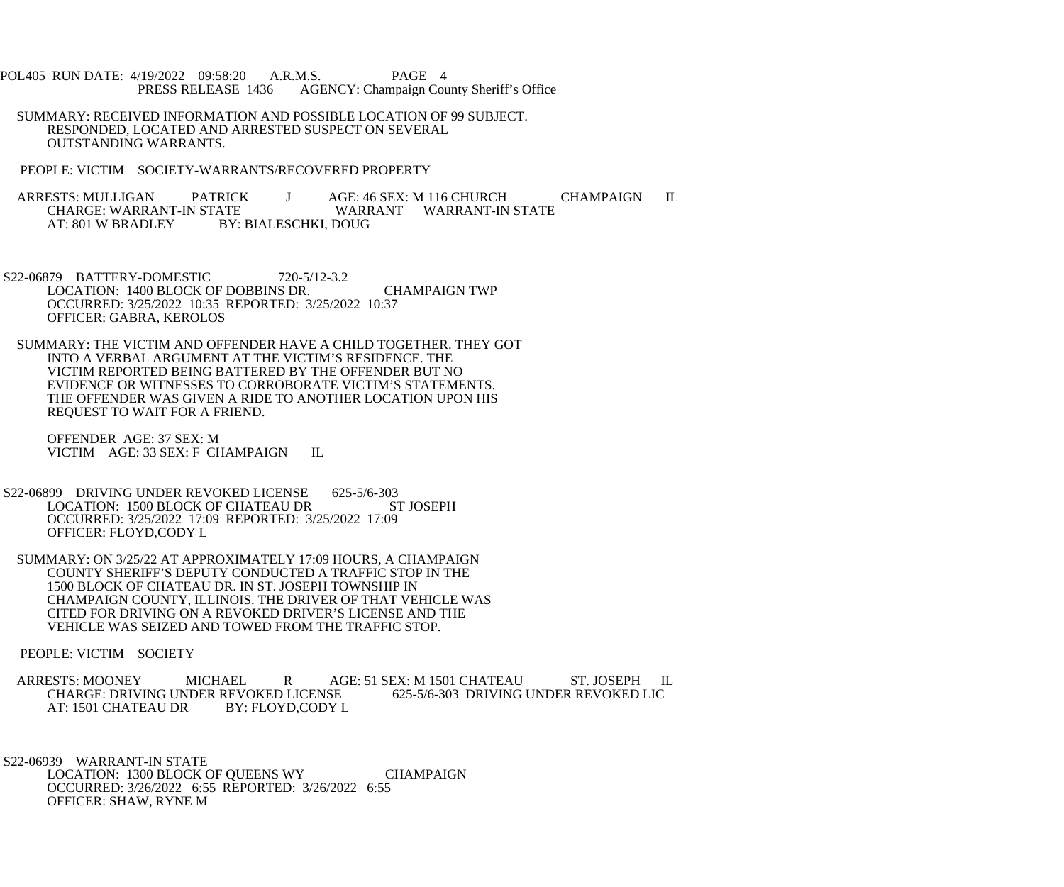SUMMARY: RECEIVED INFORMATION AND POSSIBLE LOCATION OF 99 SUBJECT. RESPONDED, LOCATED AND ARRESTED SUSPECT ON SEVERAL OUTSTANDING WARRANTS.

PEOPLE: VICTIM SOCIETY-WARRANTS/RECOVERED PROPERTY

ARRESTS: MULLIGAN PATRICK J AGE: 46 SEX: M 116 CHURCH CHAMPAIGN IL
CHARGE: WARRANT-IN STATE WARRANT WARRANT-IN STATE
AT: 801 W BRADLEY BY: BIALESCHKI, DOUG

S22-06879 BATTERY-DOMESTIC 720-5/12-3.2
LOCATION: 1400 BLOCK OF DOBBINS DR. CHAMPAIGN TWP
OCCURRED: 3/25/2022 10:35 REPORTED: 3/25/2022 10:37
OFFICER: GABRA, KEROLOS

SUMMARY: THE VICTIM AND OFFENDER HAVE A CHILD TOGETHER. THEY GOT INTO A VERBAL ARGUMENT AT THE VICTIM'S RESIDENCE. THE VICTIM REPORTED BEING BATTERED BY THE OFFENDER BUT NO EVIDENCE OR WITNESSES TO CORROBORATE VICTIM'S STATEMENTS. THE OFFENDER WAS GIVEN A RIDE TO ANOTHER LOCATION UPON HIS REQUEST TO WAIT FOR A FRIEND.

OFFENDER AGE: 37 SEX: M
VICTIM AGE: 33 SEX: F CHAMPAIGN IL

S22-06899 DRIVING UNDER REVOKED LICENSE 625-5/6-303
LOCATION: 1500 BLOCK OF CHATEAU DR ST JOSEPH
OCCURRED: 3/25/2022 17:09 REPORTED: 3/25/2022 17:09
OFFICER: FLOYD,CODY L

SUMMARY: ON 3/25/22 AT APPROXIMATELY 17:09 HOURS, A CHAMPAIGN COUNTY SHERIFF'S DEPUTY CONDUCTED A TRAFFIC STOP IN THE 1500 BLOCK OF CHATEAU DR. IN ST. JOSEPH TOWNSHIP IN CHAMPAIGN COUNTY, ILLINOIS. THE DRIVER OF THAT VEHICLE WAS CITED FOR DRIVING ON A REVOKED DRIVER'S LICENSE AND THE VEHICLE WAS SEIZED AND TOWED FROM THE TRAFFIC STOP.

PEOPLE: VICTIM SOCIETY

ARRESTS: MOONEY MICHAEL R AGE: 51 SEX: M 1501 CHATEAU ST. JOSEPH IL
CHARGE: DRIVING UNDER REVOKED LICENSE 625-5/6-303 DRIVING UNDER REVOKED LIC
AT: 1501 CHATEAU DR BY: FLOYD,CODY L

S22-06939 WARRANT-IN STATE
LOCATION: 1300 BLOCK OF QUEENS WY CHAMPAIGN
OCCURRED: 3/26/2022 6:55 REPORTED: 3/26/2022 6:55
OFFICER: SHAW, RYNE M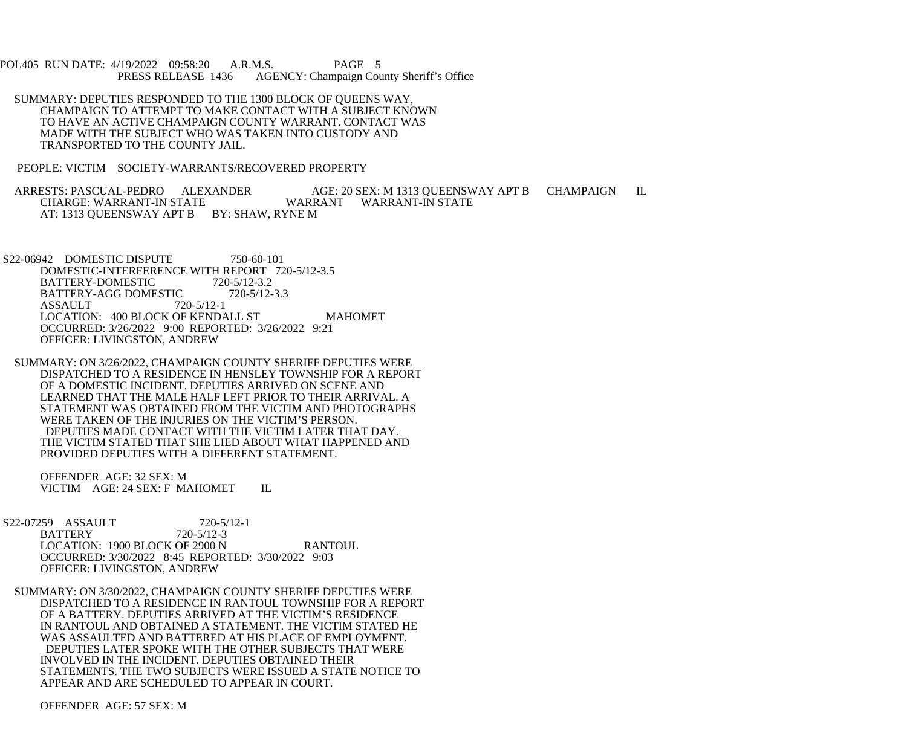SUMMARY: DEPUTIES RESPONDED TO THE 1300 BLOCK OF QUEENS WAY, CHAMPAIGN TO ATTEMPT TO MAKE CONTACT WITH A SUBJECT KNOWN TO HAVE AN ACTIVE CHAMPAIGN COUNTY WARRANT. CONTACT WAS MADE WITH THE SUBJECT WHO WAS TAKEN INTO CUSTODY AND TRANSPORTED TO THE COUNTY JAIL.

PEOPLE: VICTIM SOCIETY-WARRANTS/RECOVERED PROPERTY

ARRESTS: PASCUAL-PEDRO ALEXANDER AGE: 20 SEX: M 1313 QUEENSWAY APT B CHAMPAIGN IL
CHARGE: WARRANT-IN STATE WARRANT WARRANT-IN STATE
AT: 1313 QUEENSWAY APT B BY: SHAW, RYNE M

S22-06942 DOMESTIC DISPUTE 750-60-101
DOMESTIC-INTERFERENCE WITH REPORT 720-5/12-3.5
BATTERY-DOMESTIC 720-5/12-3.2
BATTERY-AGG DOMESTIC 720-5/12-3.3
ASSAULT 720-5/12-1
LOCATION: 400 BLOCK OF KENDALL ST MAHOMET
OCCURRED: 3/26/2022 9:00 REPORTED: 3/26/2022 9:21
OFFICER: LIVINGSTON, ANDREW

SUMMARY: ON 3/26/2022, CHAMPAIGN COUNTY SHERIFF DEPUTIES WERE DISPATCHED TO A RESIDENCE IN HENSLEY TOWNSHIP FOR A REPORT OF A DOMESTIC INCIDENT. DEPUTIES ARRIVED ON SCENE AND LEARNED THAT THE MALE HALF LEFT PRIOR TO THEIR ARRIVAL. A STATEMENT WAS OBTAINED FROM THE VICTIM AND PHOTOGRAPHS WERE TAKEN OF THE INJURIES ON THE VICTIM'S PERSON.
DEPUTIES MADE CONTACT WITH THE VICTIM LATER THAT DAY. THE VICTIM STATED THAT SHE LIED ABOUT WHAT HAPPENED AND PROVIDED DEPUTIES WITH A DIFFERENT STATEMENT.

OFFENDER AGE: 32 SEX: M
VICTIM AGE: 24 SEX: F MAHOMET IL

S22-07259 ASSAULT 720-5/12-1
BATTERY 720-5/12-3
LOCATION: 1900 BLOCK OF 2900 N RANTOUL
OCCURRED: 3/30/2022 8:45 REPORTED: 3/30/2022 9:03
OFFICER: LIVINGSTON, ANDREW

SUMMARY: ON 3/30/2022, CHAMPAIGN COUNTY SHERIFF DEPUTIES WERE DISPATCHED TO A RESIDENCE IN RANTOUL TOWNSHIP FOR A REPORT OF A BATTERY. DEPUTIES ARRIVED AT THE VICTIM'S RESIDENCE IN RANTOUL AND OBTAINED A STATEMENT. THE VICTIM STATED HE WAS ASSAULTED AND BATTERED AT HIS PLACE OF EMPLOYMENT.
DEPUTIES LATER SPOKE WITH THE OTHER SUBJECTS THAT WERE INVOLVED IN THE INCIDENT. DEPUTIES OBTAINED THEIR STATEMENTS. THE TWO SUBJECTS WERE ISSUED A STATE NOTICE TO APPEAR AND ARE SCHEDULED TO APPEAR IN COURT.

OFFENDER AGE: 57 SEX: M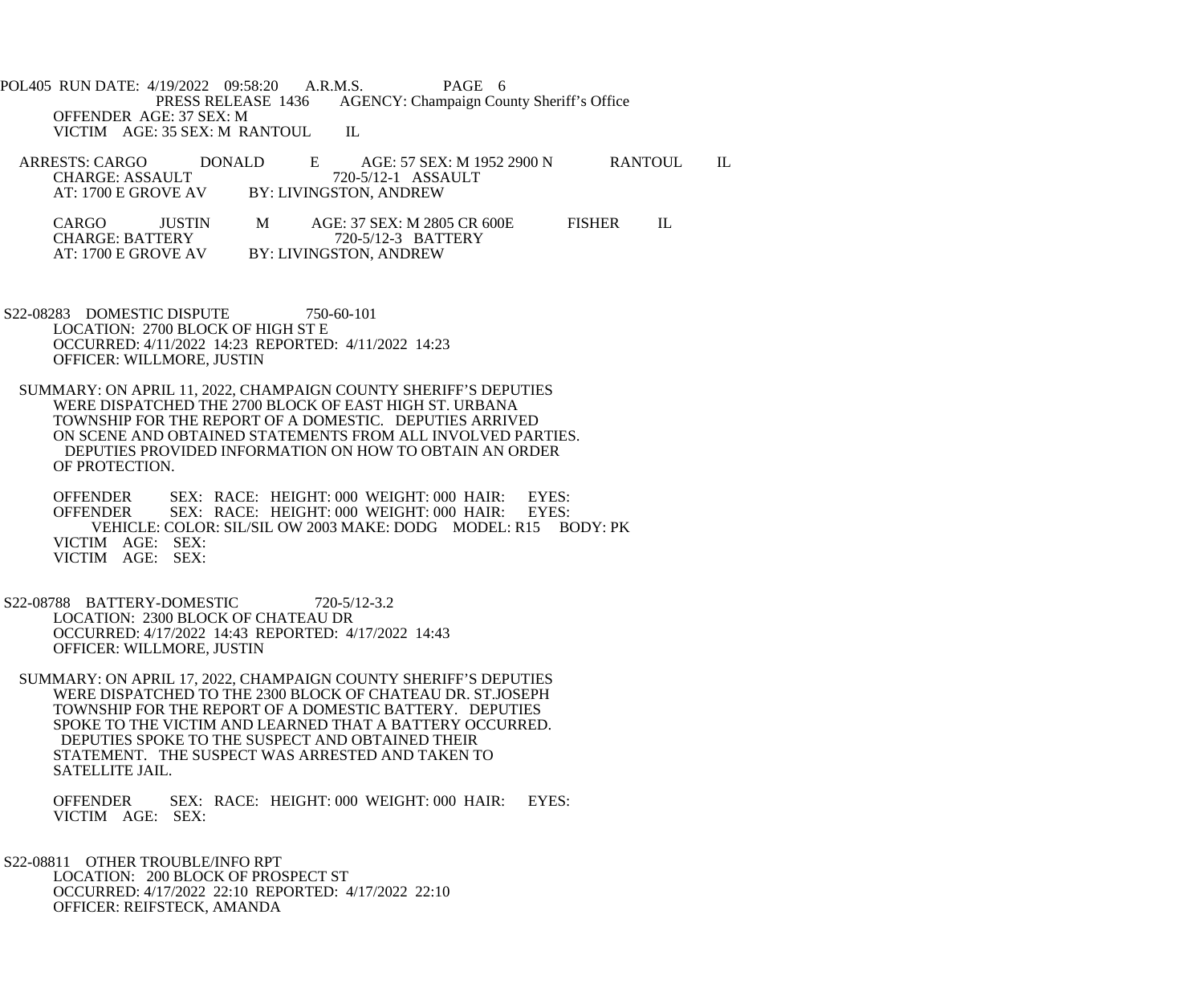POL405 RUN DATE: 4/19/2022 09:58:20 A.R.M.S. PAGE 6
PRESS RELEASE 1436 AGENCY: Champaign County Sheriff's Office

OFFENDER AGE: 37 SEX: M
VICTIM AGE: 35 SEX: M RANTOUL IL

ARRESTS: CARGO DONALD E AGE: 57 SEX: M 1952 2900 N RANTOUL IL
CHARGE: ASSAULT 720-5/12-1 ASSAULT
AT: 1700 E GROVE AV BY: LIVINGSTON, ANDREW

CARGO JUSTIN M AGE: 37 SEX: M 2805 CR 600E FISHER IL
CHARGE: BATTERY 720-5/12-3 BATTERY
AT: 1700 E GROVE AV BY: LIVINGSTON, ANDREW

S22-08283 DOMESTIC DISPUTE 750-60-101
LOCATION: 2700 BLOCK OF HIGH ST E
OCCURRED: 4/11/2022 14:23 REPORTED: 4/11/2022 14:23
OFFICER: WILLMORE, JUSTIN

SUMMARY: ON APRIL 11, 2022, CHAMPAIGN COUNTY SHERIFF'S DEPUTIES WERE DISPATCHED THE 2700 BLOCK OF EAST HIGH ST. URBANA TOWNSHIP FOR THE REPORT OF A DOMESTIC. DEPUTIES ARRIVED ON SCENE AND OBTAINED STATEMENTS FROM ALL INVOLVED PARTIES. DEPUTIES PROVIDED INFORMATION ON HOW TO OBTAIN AN ORDER OF PROTECTION.

OFFENDER SEX: RACE: HEIGHT: 000 WEIGHT: 000 HAIR: EYES:
OFFENDER SEX: RACE: HEIGHT: 000 WEIGHT: 000 HAIR: EYES:
VEHICLE: COLOR: SIL/SIL OW 2003 MAKE: DODG MODEL: R15 BODY: PK
VICTIM AGE: SEX:
VICTIM AGE: SEX:

S22-08788 BATTERY-DOMESTIC 720-5/12-3.2
LOCATION: 2300 BLOCK OF CHATEAU DR
OCCURRED: 4/17/2022 14:43 REPORTED: 4/17/2022 14:43
OFFICER: WILLMORE, JUSTIN

SUMMARY: ON APRIL 17, 2022, CHAMPAIGN COUNTY SHERIFF'S DEPUTIES WERE DISPATCHED TO THE 2300 BLOCK OF CHATEAU DR. ST.JOSEPH TOWNSHIP FOR THE REPORT OF A DOMESTIC BATTERY. DEPUTIES SPOKE TO THE VICTIM AND LEARNED THAT A BATTERY OCCURRED. DEPUTIES SPOKE TO THE SUSPECT AND OBTAINED THEIR STATEMENT. THE SUSPECT WAS ARRESTED AND TAKEN TO SATELLITE JAIL.

OFFENDER SEX: RACE: HEIGHT: 000 WEIGHT: 000 HAIR: EYES:
VICTIM AGE: SEX:

S22-08811 OTHER TROUBLE/INFO RPT
LOCATION: 200 BLOCK OF PROSPECT ST
OCCURRED: 4/17/2022 22:10 REPORTED: 4/17/2022 22:10
OFFICER: REIFSTECK, AMANDA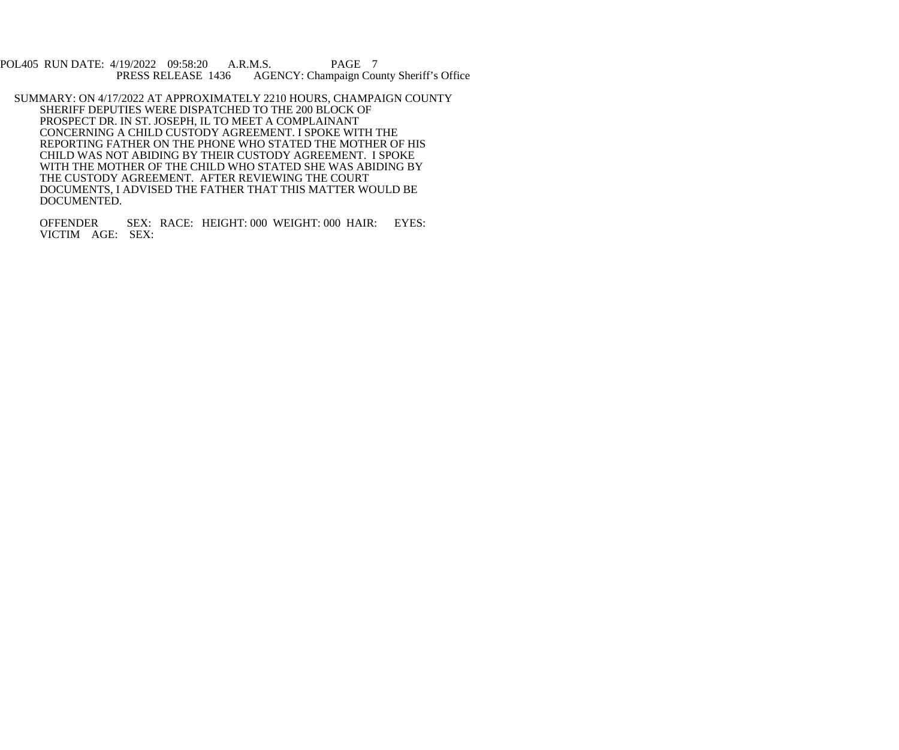SUMMARY: ON 4/17/2022 AT APPROXIMATELY 2210 HOURS, CHAMPAIGN COUNTY SHERIFF DEPUTIES WERE DISPATCHED TO THE 200 BLOCK OF PROSPECT DR. IN ST. JOSEPH, IL TO MEET A COMPLAINANT CONCERNING A CHILD CUSTODY AGREEMENT. I SPOKE WITH THE REPORTING FATHER ON THE PHONE WHO STATED THE MOTHER OF HIS CHILD WAS NOT ABIDING BY THEIR CUSTODY AGREEMENT. I SPOKE WITH THE MOTHER OF THE CHILD WHO STATED SHE WAS ABIDING BY THE CUSTODY AGREEMENT. AFTER REVIEWING THE COURT DOCUMENTS, I ADVISED THE FATHER THAT THIS MATTER WOULD BE DOCUMENTED.

OFFENDER SEX: RACE: HEIGHT: 000 WEIGHT: 000 HAIR: EYES:

VICTIM AGE: SEX: